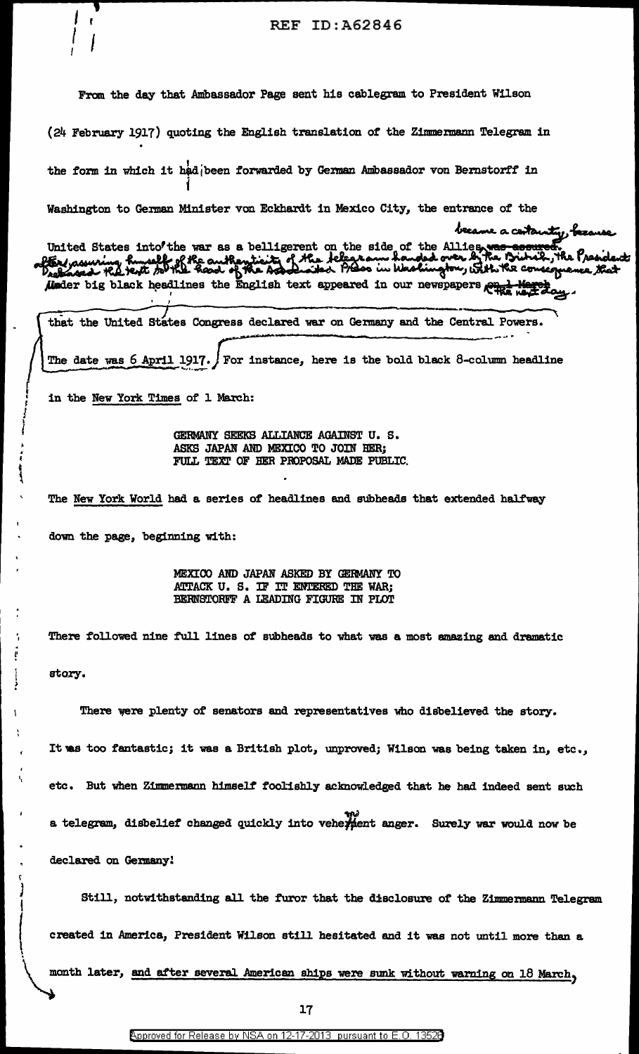From the day that Ambassador Page sent his cablegram to President Wilson (24 February 1917) quoting the English translation of the Zimmermann Telegram in the form in which it had been forwarded by German Ambassador von Bernstorff in Washington to German Minister von Eckhardt in Mexico City, the entrance of the United States into the war as a belligerent on the side of the Allies became a certainty, because after assuring himself of the authenticity of the telegram handed over by the British, the President released the text to the head of the Associated Press in Washington, with the consequence that under big black headlines the English text appeared in our newspapers the next day.

that the United States Congress declared war on Germany and the Central Powers. The date was 6 April 1917. For instance, here is the bold black 8-column headline in the New York Times of 1 March:

> GERMANY SEEKS ALLIANCE AGAINST U. S.
> ASKS JAPAN AND MEXICO TO JOIN HER;
> FULL TEXT OF HER PROPOSAL MADE PUBLIC.

The New York World had a series of headlines and subheads that extended halfway down the page, beginning with:

> MEXICO AND JAPAN ASKED BY GERMANY TO
> ATTACK U. S. IF IT ENTERED THE WAR;
> BERNSTORFF A LEADING FIGURE IN PLOT

There followed nine full lines of subheads to what was a most amazing and dramatic story.

There were plenty of senators and representatives who disbelieved the story. It was too fantastic; it was a British plot, unproved; Wilson was being taken in, etc., etc. But when Zimmermann himself foolishly acknowledged that he had indeed sent such a telegram, disbelief changed quickly into vehement anger. Surely war would now be declared on Germany!

Still, notwithstanding all the furor that the disclosure of the Zimmermann Telegram created in America, President Wilson still hesitated and it was not until more than a month later, and after several American ships were sunk without warning on 18 March,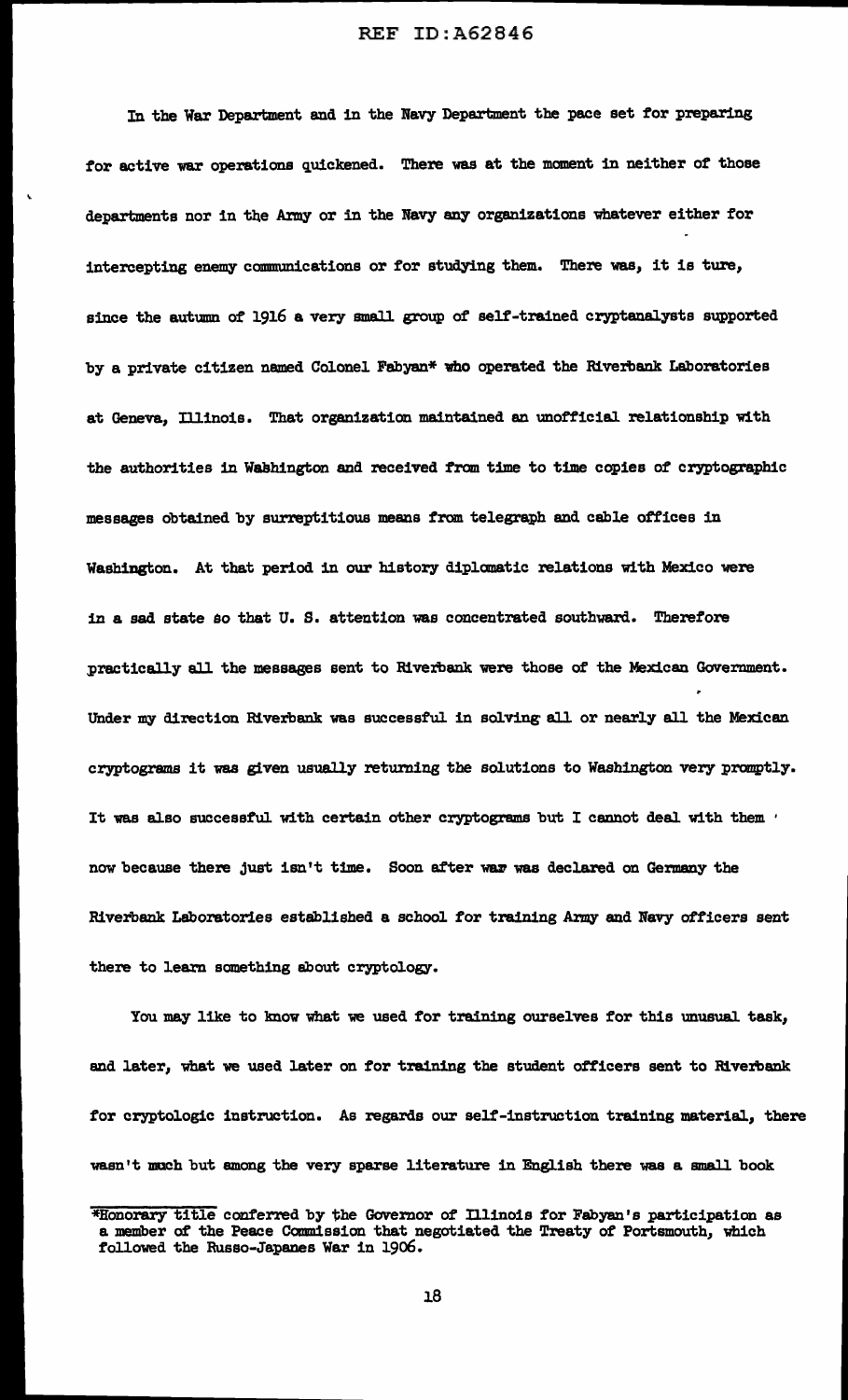In the War Department and in the Navy Department the pace set for preparing for active war operations quickened. There was at the moment in neither of those departments nor in the Army or in the Navy any organizations whatever either for intercepting enemy communications or for studying them. There was, it is ture, since the autumn of 1916 a very small group of self-trained cryptanalysts supported by a private citizen named Colonel Fabyan* who operated the Riverbank Laboratories at Geneva, Illinois. That organization maintained an unofficial relationship with the authorities in Washington and received from time to time copies of cryptographic messages obtained by surreptitious means from telegraph and cable offices in Washington. At that period in our history diplomatic relations with Mexico were in a sad state so that U. S. attention was concentrated southward. Therefore practically all the messages sent to Riverbank were those of the Mexican Government. Under my direction Riverbank was successful in solving all or nearly all the Mexican cryptograms it was given usually returning the solutions to Washington very promptly. It was also successful with certain other cryptograms but I cannot deal with them now because there just isn't time. Soon after war was declared on Germany the Riverbank Laboratories established a school for training Army and Navy officers sent there to learn something about cryptology.

You may like to know what we used for training ourselves for this unusual task, and later, what we used later on for training the student officers sent to Riverbank for cryptologic instruction. As regards our self-instruction training material, there wasn't much but among the very sparse literature in English there was a small book

*Honorary title conferred by the Governor of Illinois for Fabyan's participation as a member of the Peace Commission that negotiated the Treaty of Portsmouth, which followed the Russo-Japanes War in 1906.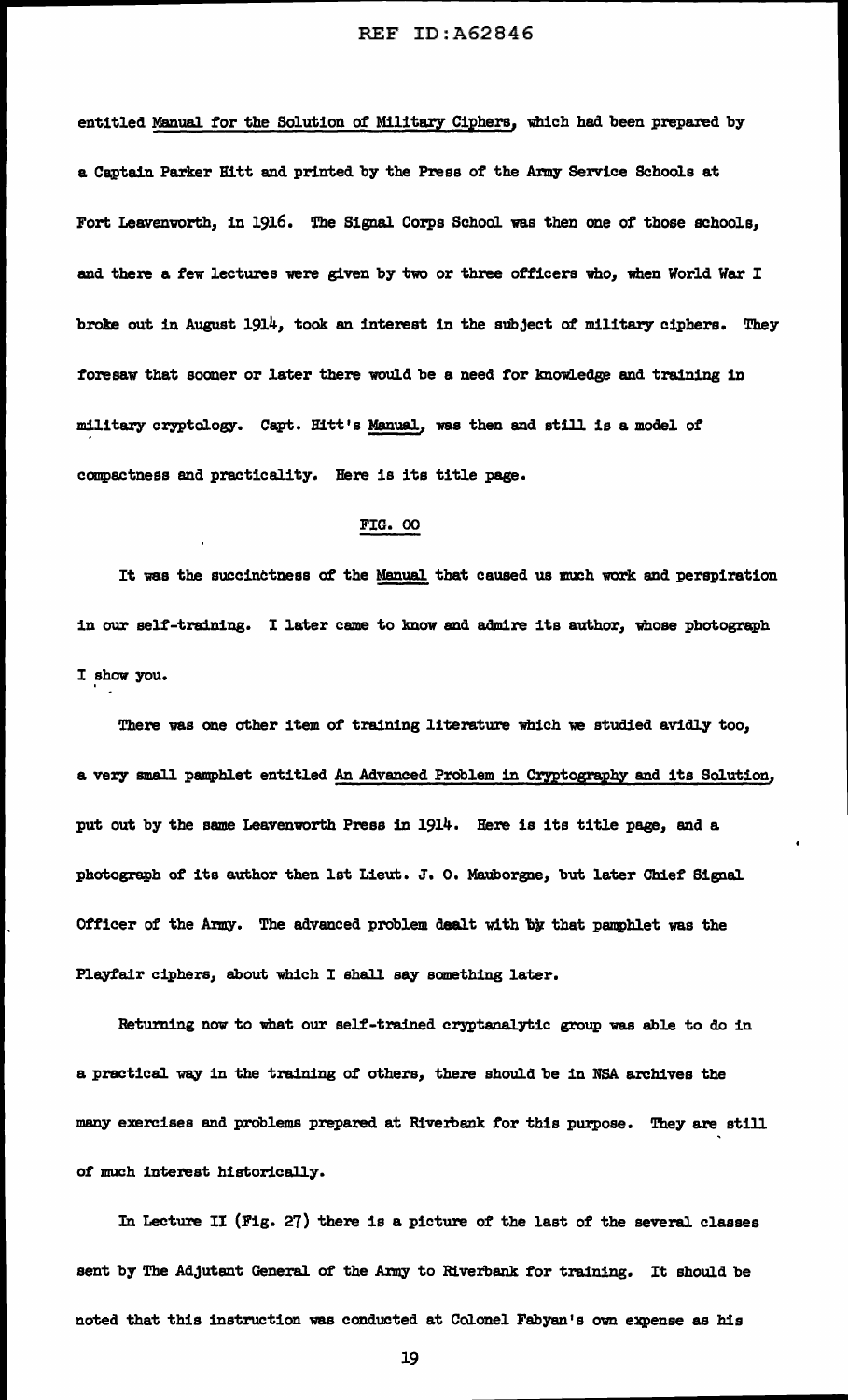entitled Manual for the Solution of Military Ciphers, which had been prepared by a Captain Parker Hitt and printed by the Press of the Army Service Schools at Fort Leavenworth, in 1916. The Signal Corps School was then one of those schools, and there a few lectures were given by two or three officers who, when World War I broke out in August 1914, took an interest in the subject of military ciphers. They foresaw that sooner or later there would be a need for knowledge and training in military cryptology. Capt. Hitt's Manual, was then and still is a model of compactness and practicality. Here is its title page.

FIG. 00

It was the succinctness of the Manual that caused us much work and perspiration in our self-training. I later came to know and admire its author, whose photograph I show you.

There was one other item of training literature which we studied avidly too, a very small pamphlet entitled An Advanced Problem in Cryptography and its Solution, put out by the same Leavenworth Press in 1914. Here is its title page, and a photograph of its author then 1st Lieut. J. O. Mauborgne, but later Chief Signal Officer of the Army. The advanced problem dealt with by that pamphlet was the Playfair ciphers, about which I shall say something later.

Returning now to what our self-trained cryptanalytic group was able to do in a practical way in the training of others, there should be in NSA archives the many exercises and problems prepared at Riverbank for this purpose. They are still of much interest historically.

In Lecture II (Fig. 27) there is a picture of the last of the several classes sent by The Adjutant General of the Army to Riverbank for training. It should be noted that this instruction was conducted at Colonel Fabyan's own expense as his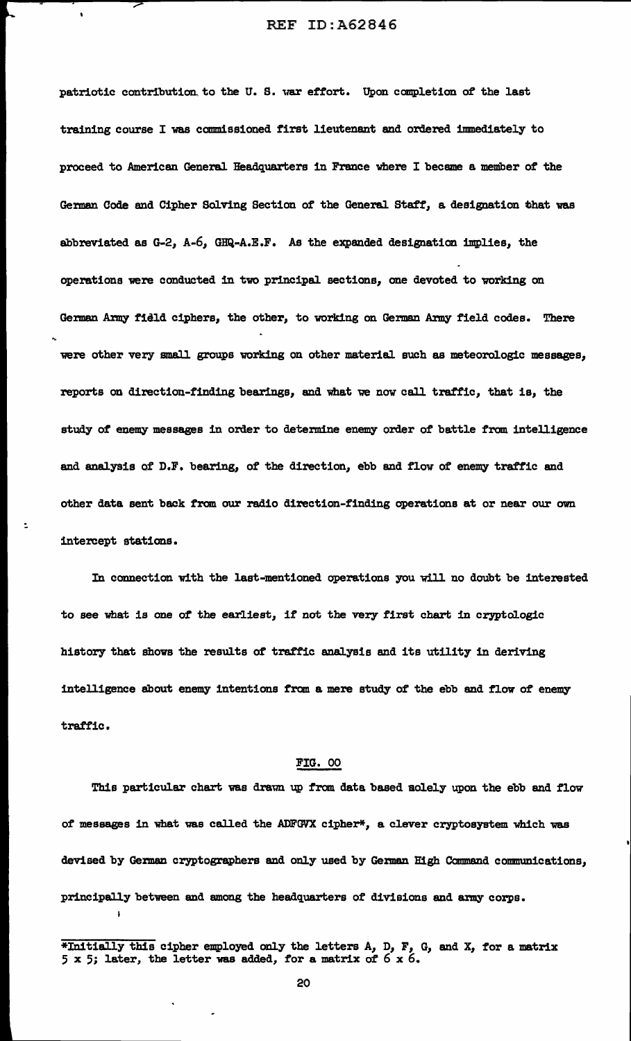patriotic contribution to the U. S. war effort. Upon completion of the last training course I was commissioned first lieutenant and ordered immediately to proceed to American General Headquarters in France where I became a member of the German Code and Cipher Solving Section of the General Staff, a designation that was abbreviated as G-2, A-6, GHQ-A.E.F. As the expanded designation implies, the operations were conducted in two principal sections, one devoted to working on German Army field ciphers, the other, to working on German Army field codes. There were other very small groups working on other material such as meteorologic messages, reports on direction-finding bearings, and what we now call traffic, that is, the study of enemy messages in order to determine enemy order of battle from intelligence and analysis of D.F. bearing, of the direction, ebb and flow of enemy traffic and other data sent back from our radio direction-finding operations at or near our own intercept stations.

In connection with the last-mentioned operations you will no doubt be interested to see what is one of the earliest, if not the very first chart in cryptologic history that shows the results of traffic analysis and its utility in deriving intelligence about enemy intentions from a mere study of the ebb and flow of enemy traffic.

FIG. 00

This particular chart was drawn up from data based solely upon the ebb and flow of messages in what was called the ADFGVX cipher*, a clever cryptosystem which was devised by German cryptographers and only used by German High Command communications, principally between and among the headquarters of divisions and army corps.

---

*Initially this cipher employed only the letters A, D, F, G, and X, for a matrix 5 x 5; later, the letter was added, for a matrix of 6 x 6.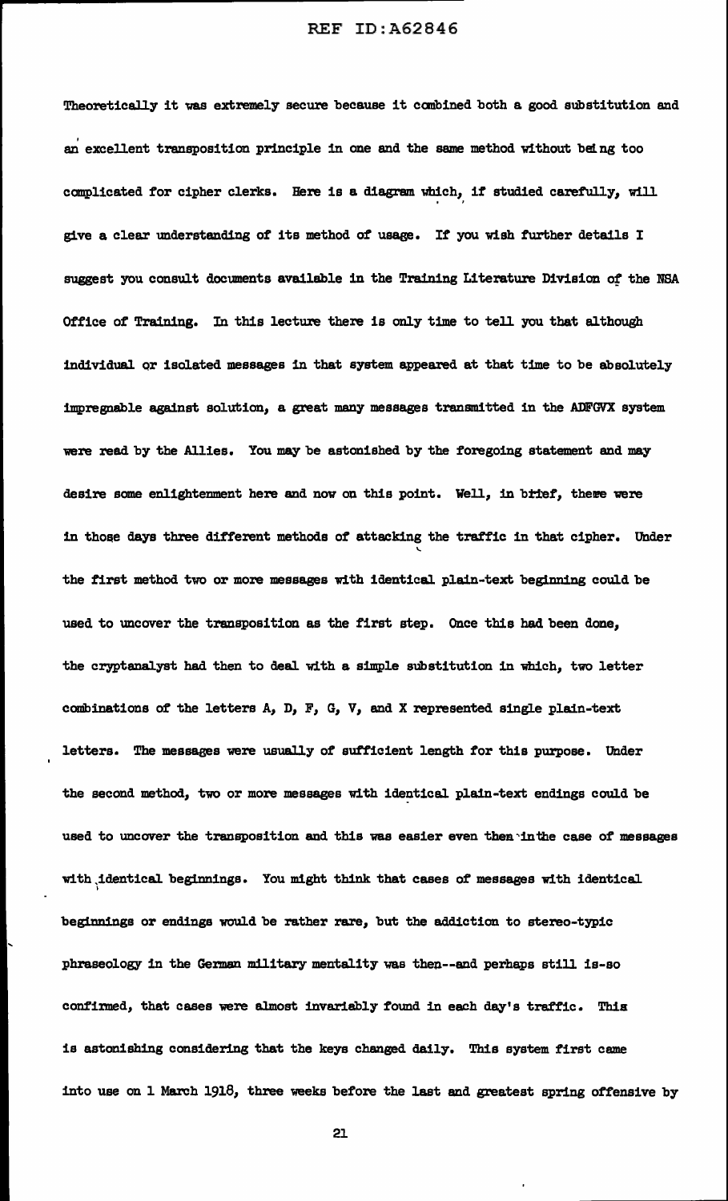Theoretically it was extremely secure because it combined both a good substitution and an excellent transposition principle in one and the same method without being too complicated for cipher clerks. Here is a diagram which, if studied carefully, will give a clear understanding of its method of usage. If you wish further details I suggest you consult documents available in the Training Literature Division of the NSA Office of Training. In this lecture there is only time to tell you that although individual or isolated messages in that system appeared at that time to be absolutely impregnable against solution, a great many messages transmitted in the ADFGVX system were read by the Allies. You may be astonished by the foregoing statement and may desire some enlightenment here and now on this point. Well, in brief, there were in those days three different methods of attacking the traffic in that cipher. Under the first method two or more messages with identical plain-text beginning could be used to uncover the transposition as the first step. Once this had been done, the cryptanalyst had then to deal with a simple substitution in which, two letter combinations of the letters A, D, F, G, V, and X represented single plain-text letters. The messages were usually of sufficient length for this purpose. Under the second method, two or more messages with identical plain-text endings could be used to uncover the transposition and this was easier even than in the case of messages with identical beginnings. You might think that cases of messages with identical beginnings or endings would be rather rare, but the addiction to stereo-typic phraseology in the German military mentality was then--and perhaps still is-so confirmed, that cases were almost invariably found in each day's traffic. This is astonishing considering that the keys changed daily. This system first came into use on 1 March 1918, three weeks before the last and greatest spring offensive by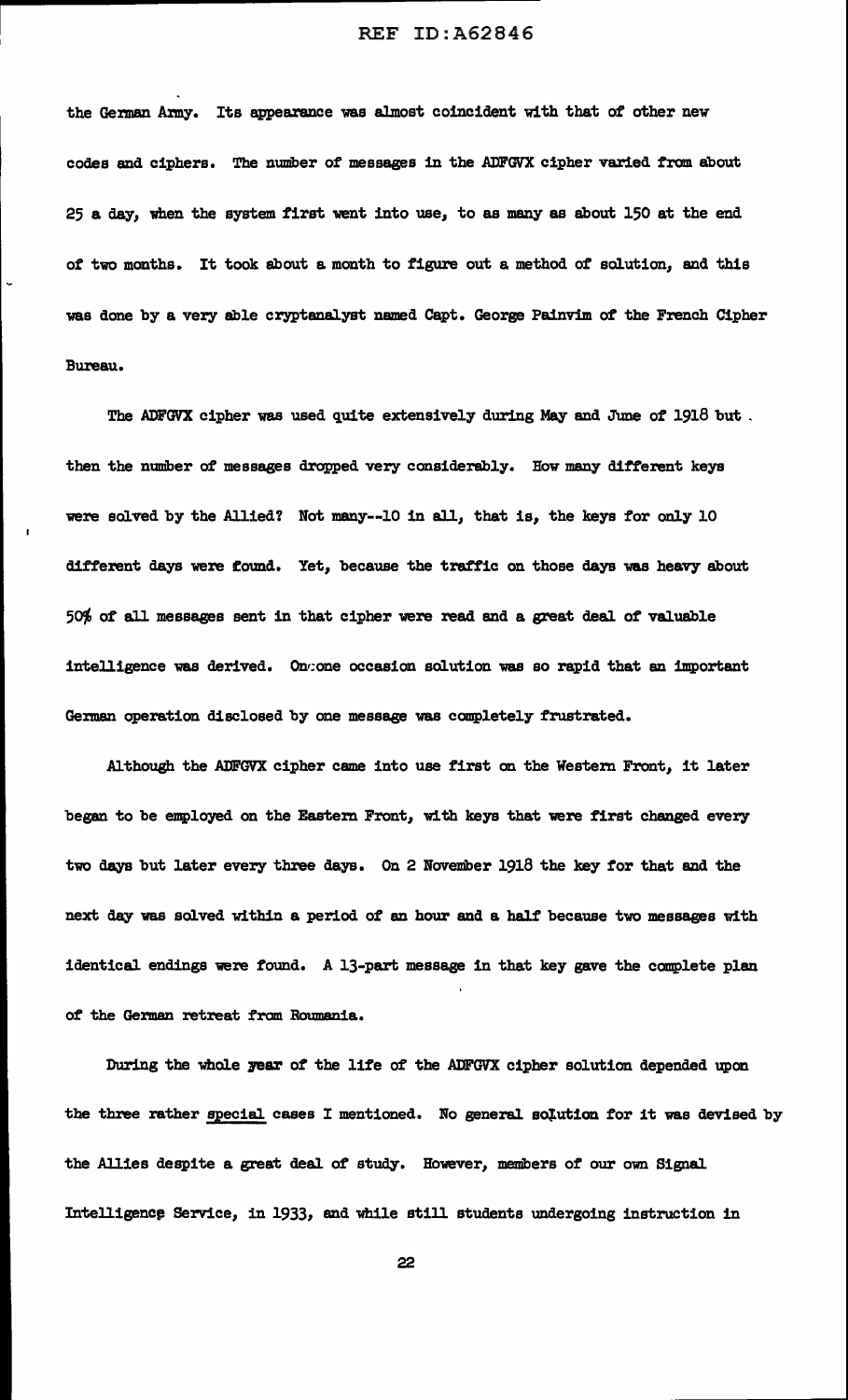the German Army. Its appearance was almost coincident with that of other new codes and ciphers. The number of messages in the ADFGVX cipher varied from about 25 a day, when the system first went into use, to as many as about 150 at the end of two months. It took about a month to figure out a method of solution, and this was done by a very able cryptanalyst named Capt. George Painvim of the French Cipher Bureau.

The ADFGVX cipher was used quite extensively during May and June of 1918 but . then the number of messages dropped very considerably. How many different keys were solved by the Allied? Not many--10 in all, that is, the keys for only 10 different days were found. Yet, because the traffic on those days was heavy about 50% of all messages sent in that cipher were read and a great deal of valuable intelligence was derived. On one occasion solution was so rapid that an important German operation disclosed by one message was completely frustrated.

Although the ADFGVX cipher came into use first on the Western Front, it later began to be employed on the Eastern Front, with keys that were first changed every two days but later every three days. On 2 November 1918 the key for that and the next day was solved within a period of an hour and a half because two messages with identical endings were found. A 13-part message in that key gave the complete plan of the German retreat from Roumania.

During the whole year of the life of the ADFGVX cipher solution depended upon the three rather special cases I mentioned. No general solution for it was devised by the Allies despite a great deal of study. However, members of our own Signal Intelligence Service, in 1933, and while still students undergoing instruction in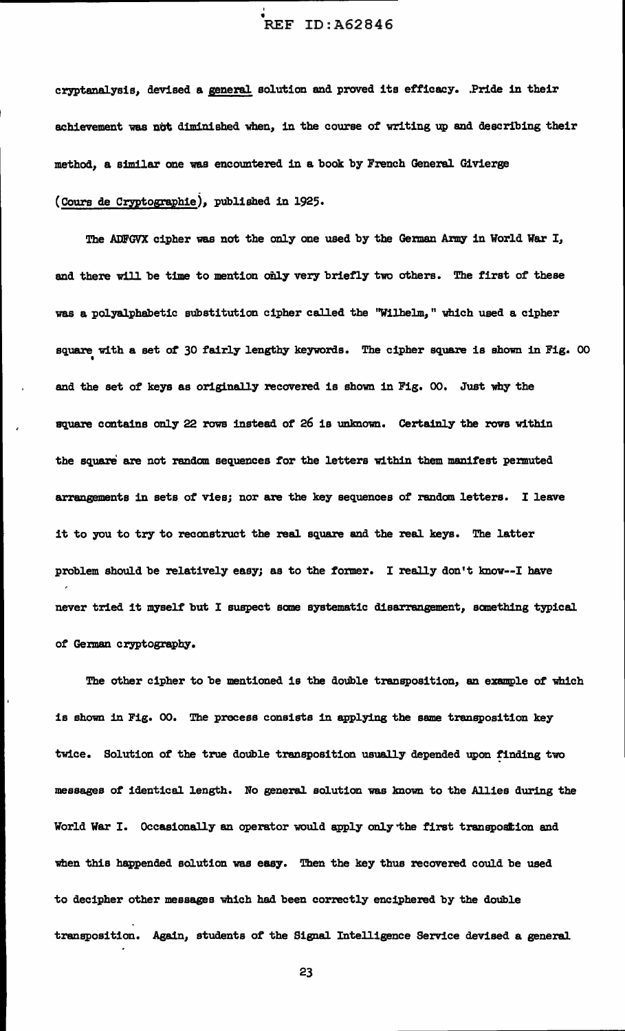cryptanalysis, devised a <u>general</u> solution and proved its efficacy. Pride in their achievement was not diminished when, in the course of writing up and describing their method, a similar one was encountered in a book by French General Givierge (<u>Cours de Cryptographie</u>), published in 1925.

The ADFGVX cipher was not the only one used by the German Army in World War I, and there will be time to mention only very briefly two others. The first of these was a polyalphabetic substitution cipher called the "Wilhelm," which used a cipher square with a set of 30 fairly lengthy keywords. The cipher square is shown in Fig. 00 and the set of keys as originally recovered is shown in Fig. 00. Just why the square contains only 22 rows instead of 26 is unknown. Certainly the rows within the square are not random sequences for the letters within them manifest permuted arrangements in sets of vies; nor are the key sequences of random letters. I leave it to you to try to reconstruct the real square and the real keys. The latter problem should be relatively easy; as to the former. I really don't know--I have never tried it myself but I suspect some systematic disarrangement, something typical of German cryptography.

The other cipher to be mentioned is the double transposition, an example of which is shown in Fig. 00. The process consists in applying the same transposition key twice. Solution of the true double transposition usually depended upon finding two messages of identical length. No general solution was known to the Allies during the World War I. Occasionally an operator would apply only the first transposition and when this happended solution was easy. Then the key thus recovered could be used to decipher other messages which had been correctly enciphered by the double transposition. Again, students of the Signal Intelligence Service devised a general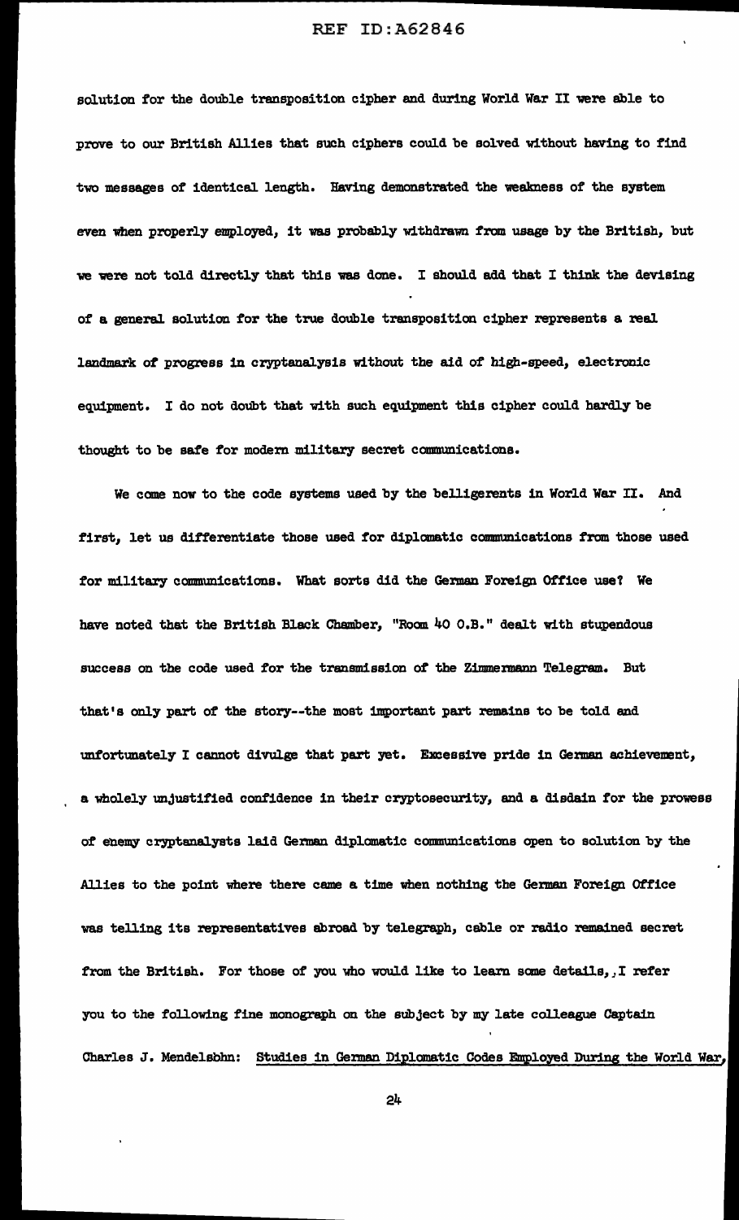solution for the double transposition cipher and during World War II were able to prove to our British Allies that such ciphers could be solved without having to find two messages of identical length. Having demonstrated the weakness of the system even when properly employed, it was probably withdrawn from usage by the British, but we were not told directly that this was done. I should add that I think the devising of a general solution for the true double transposition cipher represents a real landmark of progress in cryptanalysis without the aid of high-speed, electronic equipment. I do not doubt that with such equipment this cipher could hardly be thought to be safe for modern military secret communications.

We come now to the code systems used by the belligerents in World War II. And first, let us differentiate those used for diplomatic communications from those used for military communications. What sorts did the German Foreign Office use? We have noted that the British Black Chamber, "Room 40 O.B." dealt with stupendous success on the code used for the transmission of the Zimmermann Telegram. But that's only part of the story--the most important part remains to be told and unfortunately I cannot divulge that part yet. Excessive pride in German achievement, a wholely unjustified confidence in their cryptosecurity, and a disdain for the prowess of enemy cryptanalysts laid German diplomatic communications open to solution by the Allies to the point where there came a time when nothing the German Foreign Office was telling its representatives abroad by telegraph, cable or radio remained secret from the British. For those of you who would like to learn some details, I refer you to the following fine monograph on the subject by my late colleague Captain Charles J. Mendelsohn: <u>Studies in German Diplomatic Codes Employed During the World War,</u>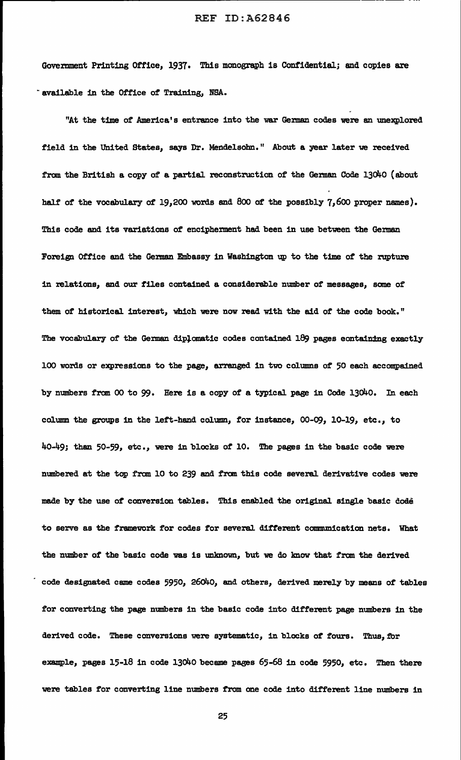Government Printing Office, 1937. This monograph is Confidential; and copies are available in the Office of Training, NSA.

"At the time of America's entrance into the war German codes were an unexplored field in the United States, says Dr. Mendelsohn." About a year later we received from the British a copy of a partial reconstruction of the German Code 13040 (about half of the vocabulary of 19,200 words and 800 of the possibly 7,600 proper names). This code and its variations of encipherment had been in use between the German Foreign Office and the German Embassy in Washington up to the time of the rupture in relations, and our files contained a considerable number of messages, some of them of historical interest, which were now read with the aid of the code book." The vocabulary of the German diplomatic codes contained 189 pages containing exactly 100 words or expressions to the page, arranged in two columns of 50 each accompained by numbers from 00 to 99. Here is a copy of a typical page in Code 13040. In each column the groups in the left-hand column, for instance, 00-09, 10-19, etc., to 40-49; than 50-59, etc., were in blocks of 10. The pages in the basic code were numbered at the top from 10 to 239 and from this code several derivative codes were made by the use of conversion tables. This enabled the original single basic code to serve as the framework for codes for several different communication nets. What the number of the basic code was is unknown, but we do know that from the derived code designated came codes 5950, 26040, and others, derived merely by means of tables for converting the page numbers in the basic code into different page numbers in the derived code. These conversions were systematic, in blocks of fours. Thus, for example, pages 15-18 in code 13040 became pages 65-68 in code 5950, etc. Then there were tables for converting line numbers from one code into different line numbers in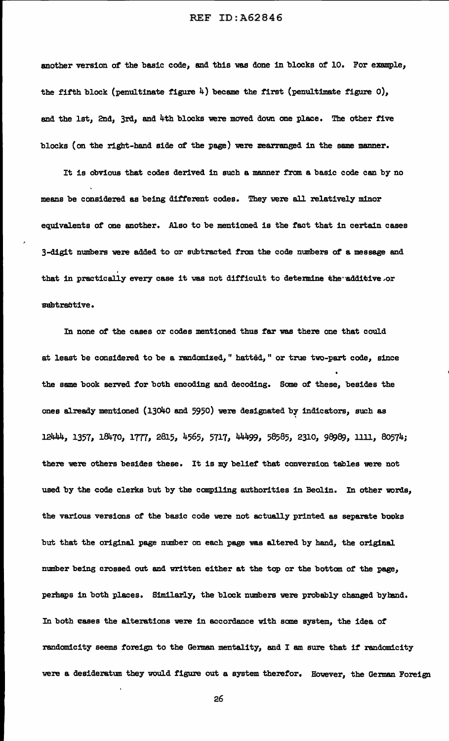another version of the basic code, and this was done in blocks of 10. For example, the fifth block (penultinate figure 4) became the first (penultimate figure 0), and the 1st, 2nd, 3rd, and 4th blocks were moved down one place. The other five blocks (on the right-hand side of the page) were rearranged in the same manner.

It is obvious that codes derived in such a manner from a basic code can by no means be considered as being different codes. They were all relatively minor equivalents of one another. Also to be mentioned is the fact that in certain cases 3-digit numbers were added to or subtracted from the code numbers of a message and that in practically every case it was not difficult to determine the additive or subtractive.

In none of the cases or codes mentioned thus far was there one that could at least be considered to be a randomized," hatted," or true two-part code, since the same book served for both encoding and decoding. Some of these, besides the ones already mentioned (13040 and 5950) were designated by indicators, such as 12444, 1357, 18470, 1777, 2815, 4565, 5717, 44499, 58585, 2310, 98989, 1111, 80574; there were others besides these. It is my belief that conversion tables were not used by the code clerks but by the compiling authorities in Beolin. In other words, the various versions of the basic code were not actually printed as separate books but that the original page number on each page was altered by hand, the original number being crossed out and written either at the top or the bottom of the page, perhaps in both places. Similarly, the block numbers were probably changed byhand. In both cases the alterations were in accordance with some system, the idea of randomicity seems foreign to the German mentality, and I am sure that if randomicity were a desideratum they would figure out a system therefor. However, the German Foreign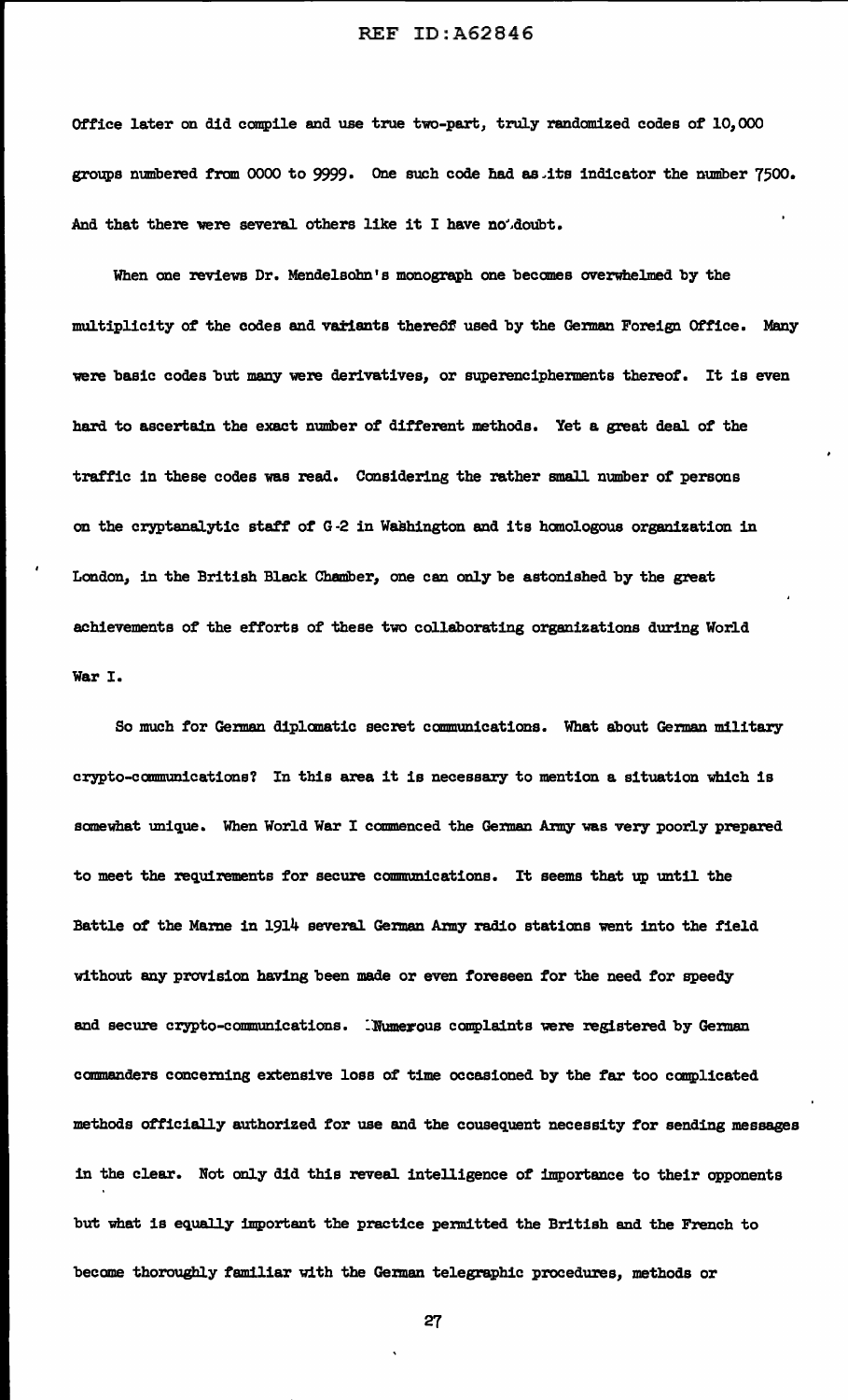Office later on did compile and use true two-part, truly randomized codes of 10,000 groups numbered from 0000 to 9999. One such code had as its indicator the number 7500. And that there were several others like it I have no doubt.

When one reviews Dr. Mendelsohn's monograph one becomes overwhelmed by the multiplicity of the codes and variants thereof used by the German Foreign Office. Many were basic codes but many were derivatives, or superencipherments thereof. It is even hard to ascertain the exact number of different methods. Yet a great deal of the traffic in these codes was read. Considering the rather small number of persons on the cryptanalytic staff of G-2 in Washington and its homologous organization in London, in the British Black Chamber, one can only be astonished by the great achievements of the efforts of these two collaborating organizations during World War I.

So much for German diplomatic secret communications. What about German military crypto-communications? In this area it is necessary to mention a situation which is somewhat unique. When World War I commenced the German Army was very poorly prepared to meet the requirements for secure communications. It seems that up until the Battle of the Marne in 1914 several German Army radio stations went into the field without any provision having been made or even foreseen for the need for speedy and secure crypto-communications. Numerous complaints were registered by German commanders concerning extensive loss of time occasioned by the far too complicated methods officially authorized for use and the cousequent necessity for sending messages in the clear. Not only did this reveal intelligence of importance to their opponents but what is equally important the practice permitted the British and the French to become thoroughly familiar with the German telegraphic procedures, methods or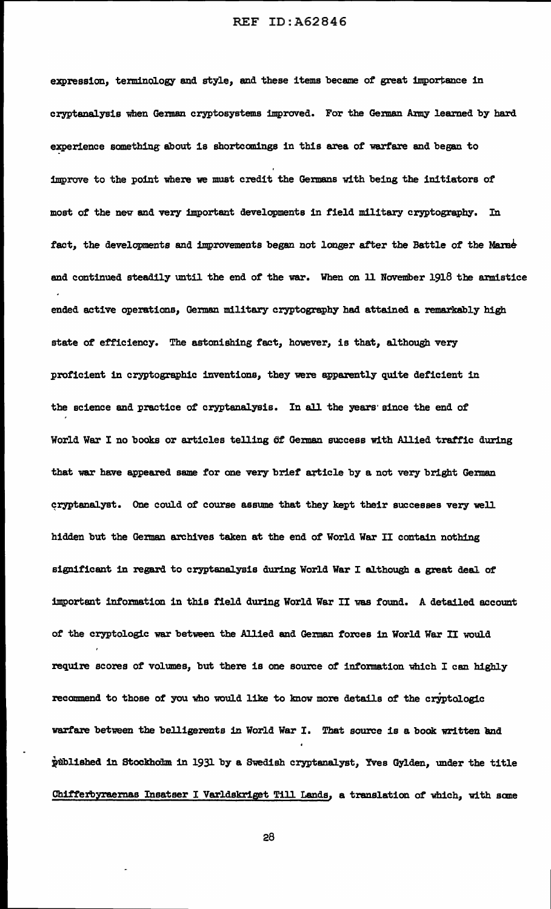expression, terminology and style, and these items became of great importance in cryptanalysis when German cryptosystems improved. For the German Army learned by hard experience something about is shortcomings in this area of warfare and began to improve to the point where we must credit the Germans with being the initiators of most of the new and very important developments in field military cryptography. In fact, the developments and improvements began not longer after the Battle of the Marne and continued steadily until the end of the war. When on 11 November 1918 the armistice ended active operations, German military cryptography had attained a remarkably high state of efficiency. The astonishing fact, however, is that, although very proficient in cryptographic inventions, they were apparently quite deficient in the science and practice of cryptanalysis. In all the years since the end of World War I no books or articles telling of German success with Allied traffic during that war have appeared same for one very brief article by a not very bright German cryptanalyst. One could of course assume that they kept their successes very well hidden but the German archives taken at the end of World War II contain nothing significant in regard to cryptanalysis during World War I although a great deal of important information in this field during World War II was found. A detailed account of the cryptologic war between the Allied and German forces in World War II would require scores of volumes, but there is one source of information which I can highly recommend to those of you who would like to know more details of the cryptologic warfare between the belligerents in World War I. That source is a book written and published in Stockholm in 1931 by a Swedish cryptanalyst, Yves Gylden, under the title Chifferbyraernas Insatser I Varldskriget Till Lands, a translation of which, with some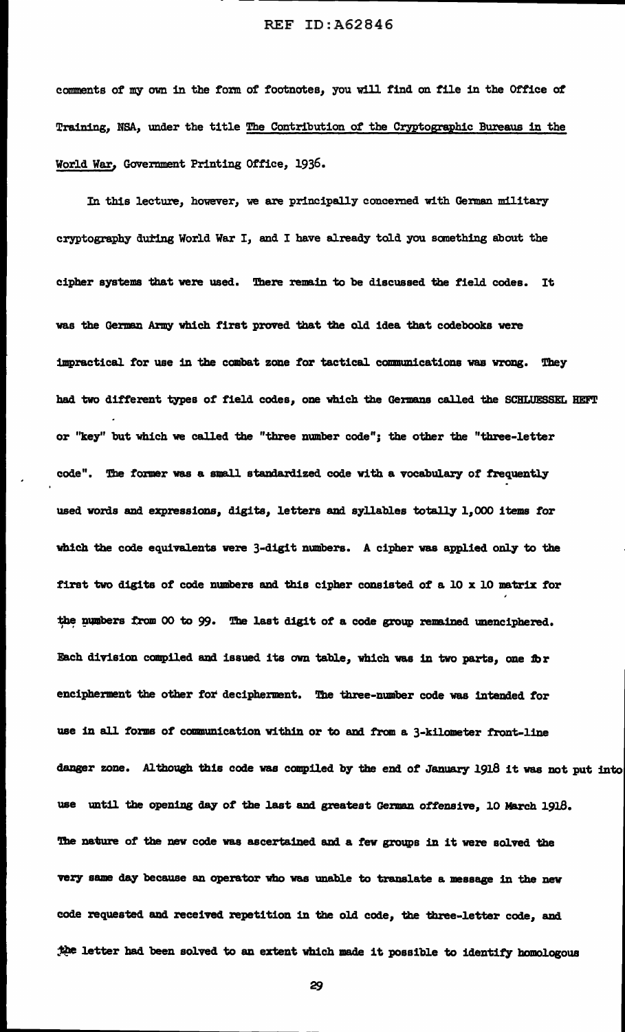comments of my own in the form of footnotes, you will find on file in the Office of Training, NSA, under the title The Contribution of the Cryptographic Bureaus in the World War, Government Printing Office, 1936.

In this lecture, however, we are principally concerned with German military cryptography during World War I, and I have already told you something about the cipher systems that were used. There remain to be discussed the field codes. It was the German Army which first proved that the old idea that codebooks were impractical for use in the combat zone for tactical communications was wrong. They had two different types of field codes, one which the Germans called the SCHLUESSEL HEFT or "key" but which we called the "three number code"; the other the "three-letter code". The former was a small standardized code with a vocabulary of frequently used words and expressions, digits, letters and syllables totally 1,000 items for which the code equivalents were 3-digit numbers. A cipher was applied only to the first two digits of code numbers and this cipher consisted of a 10 x 10 matrix for the numbers from 00 to 99. The last digit of a code group remained unenciphered. Each division compiled and issued its own table, which was in two parts, one for encipherment the other for decipherment. The three-number code was intended for use in all forms of communication within or to and from a 3-kilometer front-line danger zone. Although this code was compiled by the end of January 1918 it was not put into use until the opening day of the last and greatest German offensive, 10 March 1918. The nature of the new code was ascertained and a few groups in it were solved the very same day because an operator who was unable to translate a message in the new code requested and received repetition in the old code, the three-letter code, and the letter had been solved to an extent which made it possible to identify homologous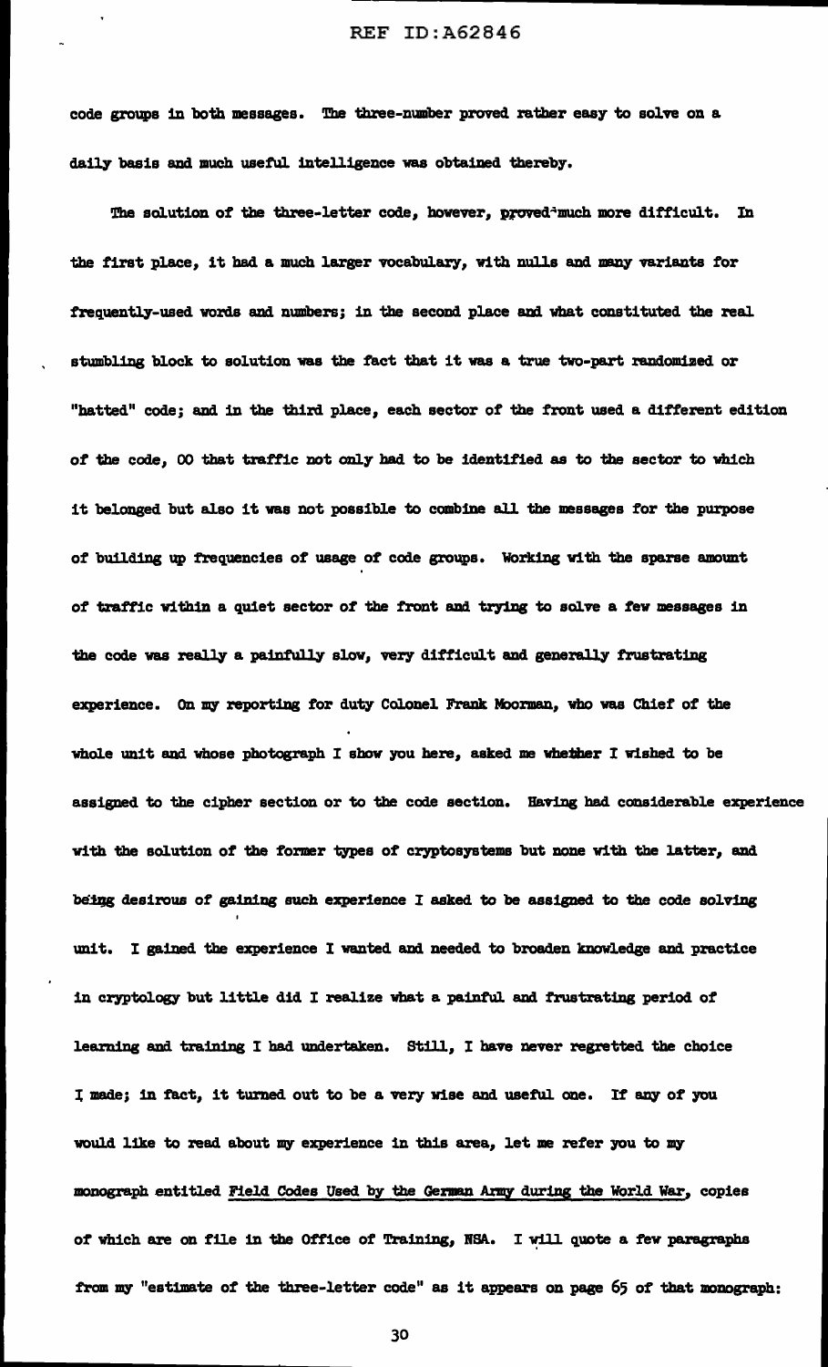code groups in both messages. The three-number proved rather easy to solve on a daily basis and much useful intelligence was obtained thereby.

The solution of the three-letter code, however, proved much more difficult. In the first place, it had a much larger vocabulary, with nulls and many variants for frequently-used words and numbers; in the second place and what constituted the real stumbling block to solution was the fact that it was a true two-part randomized or "hatted" code; and in the third place, each sector of the front used a different edition of the code, OO that traffic not only had to be identified as to the sector to which it belonged but also it was not possible to combine all the messages for the purpose of building up frequencies of usage of code groups. Working with the sparse amount of traffic within a quiet sector of the front and trying to solve a few messages in the code was really a painfully slow, very difficult and generally frustrating experience. On my reporting for duty Colonel Frank Moorman, who was Chief of the whole unit and whose photograph I show you here, asked me whether I wished to be assigned to the cipher section or to the code section. Having had considerable experience with the solution of the former types of cryptosystems but none with the latter, and being desirous of gaining such experience I asked to be assigned to the code solving unit. I gained the experience I wanted and needed to broaden knowledge and practice in cryptology but little did I realize what a painful and frustrating period of learning and training I had undertaken. Still, I have never regretted the choice I made; in fact, it turned out to be a very wise and useful one. If any of you would like to read about my experience in this area, let me refer you to my monograph entitled <u>Field Codes Used by the German Army during the World War</u>, copies of which are on file in the Office of Training, NSA. I will quote a few paragraphs from my "estimate of the three-letter code" as it appears on page 65 of that monograph: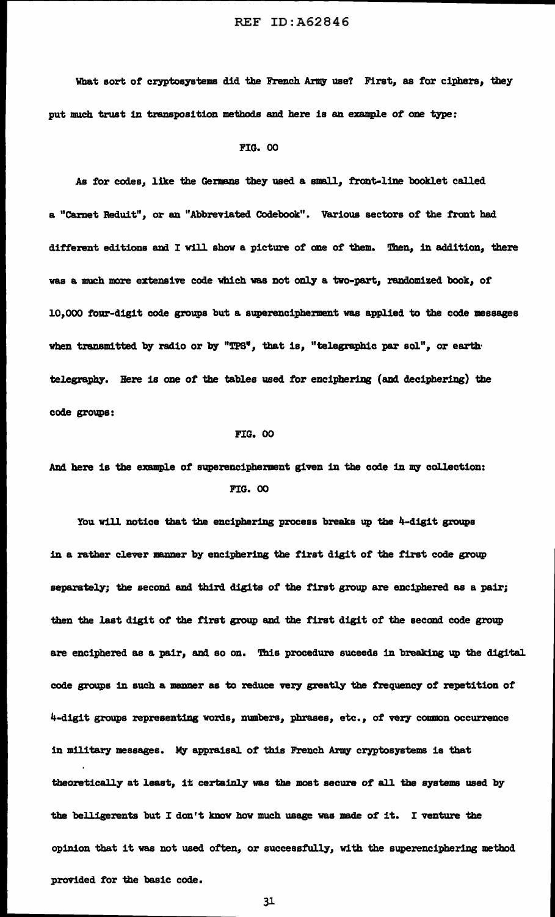What sort of cryptosystems did the French Army use? First, as for ciphers, they put much trust in transposition methods and here is an example of one type:

FIG. 00

As for codes, like the Germans they used a small, front-line booklet called a "Carnet Reduit", or an "Abbreviated Codebook". Various sectors of the front had different editions and I will show a picture of one of them. Then, in addition, there was a much more extensive code which was not only a two-part, randomized book, of 10,000 four-digit code groups but a superencipherment was applied to the code messages when transmitted by radio or by "TPS", that is, "telegraphic par sol", or earth telegraphy. Here is one of the tables used for enciphering (and deciphering) the code groups:

FIG. 00

And here is the example of superencipherment given in the code in my collection:

FIG. 00

You will notice that the enciphering process breaks up the 4-digit groups in a rather clever manner by enciphering the first digit of the first code group separately; the second and third digits of the first group are enciphered as a pair; then the last digit of the first group and the first digit of the second code group are enciphered as a pair, and so on. This procedure suceeds in breaking up the digital code groups in such a manner as to reduce very greatly the frequency of repetition of 4-digit groups representing words, numbers, phrases, etc., of very common occurrence in military messages. My appraisal of this French Army cryptosystems is that theoretically at least, it certainly was the most secure of all the systems used by the belligerents but I don't know how much usage was made of it. I venture the opinion that it was not used often, or successfully, with the superenciphering method provided for the basic code.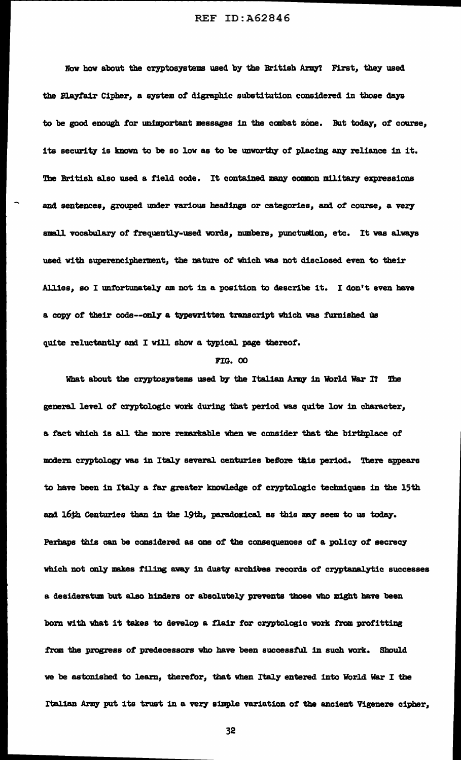Now how about the cryptosystems used by the British Army? First, they used the Playfair Cipher, a system of digraphic substitution considered in those days to be good enough for unimportant messages in the combat zóne. But today, of course, its security is known to be so low as to be unworthy of placing any reliance in it. The British also used a field code. It contained many common military expressions and sentences, grouped under various headings or categories, and of course, a very small vocabulary of frequently-used words, numbers, punctuation, etc. It was always used with superencipherment, the nature of which was not disclosed even to their Allies, so I unfortunately am not in a position to describe it. I don't even have a copy of their code--only a typewritten transcript which was furnished us quite reluctantly and I will show a typical page thereof.

FIG. 00

What about the cryptosystems used by the Italian Army in World War I? The general level of cryptologic work during that period was quite low in character, a fact which is all the more remarkable when we consider that the birthplace of modern cryptology was in Italy several centuries before this period. There appears to have been in Italy a far greater knowledge of cryptologic techniques in the 15th and 16th Centuries than in the 19th, paradoxical as this may seem to us today. Perhaps this can be considered as one of the consequences of a policy of secrecy which not only makes filing away in dusty archives records of cryptanalytic successes a desideratum but also hinders or absolutely prevents those who might have been born with what it takes to develop a flair for cryptologic work from profitting from the progress of predecessors who have been successful in such work. Should we be astonished to learn, therefor, that when Italy entered into World War I the Italian Army put its trust in a very simple variation of the ancient Vigenere cipher,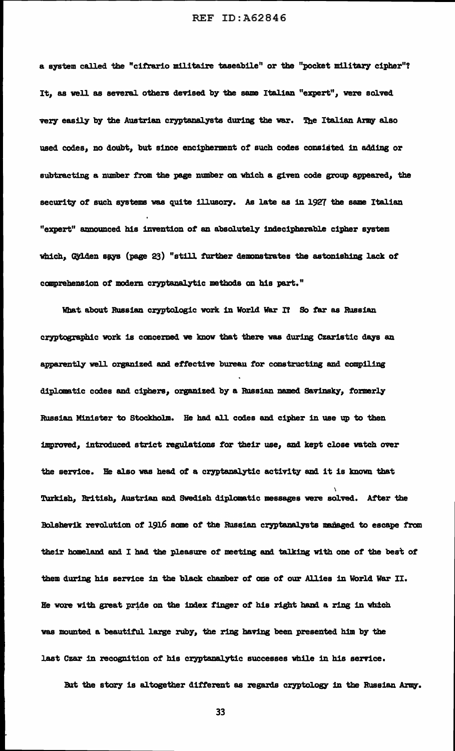a system called the "cifrario militaire tascabile" or the "pocket military cipher"? It, as well as several others devised by the same Italian "expert", were solved very easily by the Austrian cryptanalysts during the war. The Italian Army also used codes, no doubt, but since encipherment of such codes consisted in adding or subtracting a number from the page number on which a given code group appeared, the security of such systems was quite illusory. As late as in 1927 the same Italian "expert" announced his invention of an absolutely indecipherable cipher system which, Gylden says (page 23) "still further demonstrates the astonishing lack of comprehension of modern cryptanalytic methods on his part."

What about Russian cryptologic work in World War I? So far as Russian cryptographic work is concerned we know that there was during Czaristic days an apparently well organized and effective bureau for constructing and compiling diplomatic codes and ciphers, organized by a Russian named Savinsky, formerly Russian Minister to Stockholm. He had all codes and cipher in use up to then improved, introduced strict regulations for their use, and kept close watch over the service. He also was head of a cryptanalytic activity and it is known that Turkish, British, Austrian and Swedish diplomatic messages were solved. After the Bolshevik revolution of 1916 some of the Russian cryptanalysts managed to escape from their homeland and I had the pleasure of meeting and talking with one of the best of them during his service in the black chamber of one of our Allies in World War II. He wore with great pride on the index finger of his right hand a ring in which was mounted a beautiful large ruby, the ring having been presented him by the last Czar in recognition of his cryptanalytic successes while in his service.

But the story is altogether different as regards cryptology in the Russian Army.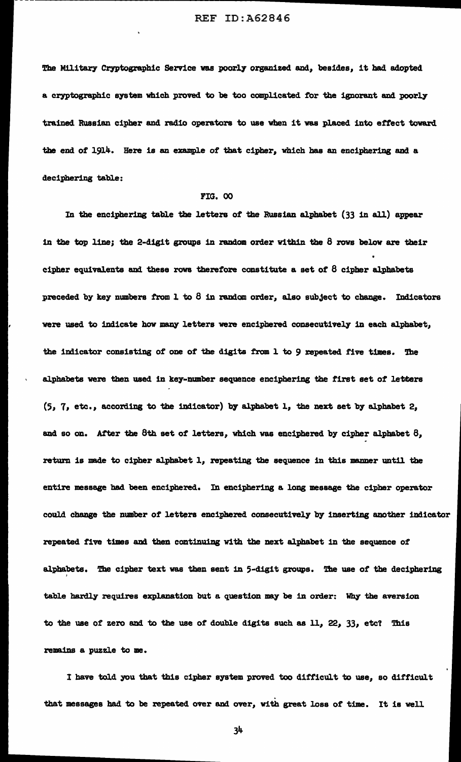The Military Cryptographic Service was poorly organized and, besides, it had adopted a cryptographic system which proved to be too complicated for the ignorant and poorly trained Russian cipher and radio operators to use when it was placed into effect toward the end of 1914. Here is an example of that cipher, which has an enciphering and a deciphering table:

FIG. 00

In the enciphering table the letters of the Russian alphabet (33 in all) appear in the top line; the 2-digit groups in random order within the 8 rows below are their cipher equivalents and these rows therefore constitute a set of 8 cipher alphabets preceded by key numbers from 1 to 8 in random order, also subject to change. Indicators were used to indicate how many letters were enciphered consecutively in each alphabet, the indicator consisting of one of the digits from 1 to 9 repeated five times. The alphabets were then used in key-number sequence enciphering the first set of letters (5, 7, etc., according to the indicator) by alphabet 1, the next set by alphabet 2, and so on. After the 8th set of letters, which was enciphered by cipher alphabet 8, return is made to cipher alphabet 1, repeating the sequence in this manner until the entire message had been enciphered. In enciphering a long message the cipher operator could change the number of letters enciphered consecutively by inserting another indicator repeated five times and then continuing with the next alphabet in the sequence of alphabets. The cipher text was then sent in 5-digit groups. The use of the deciphering table hardly requires explanation but a question may be in order: Why the aversion to the use of zero and to the use of double digits such as 11, 22, 33, etc? This remains a puzzle to me.

I have told you that this cipher system proved too difficult to use, so difficult that messages had to be repeated over and over, with great loss of time. It is well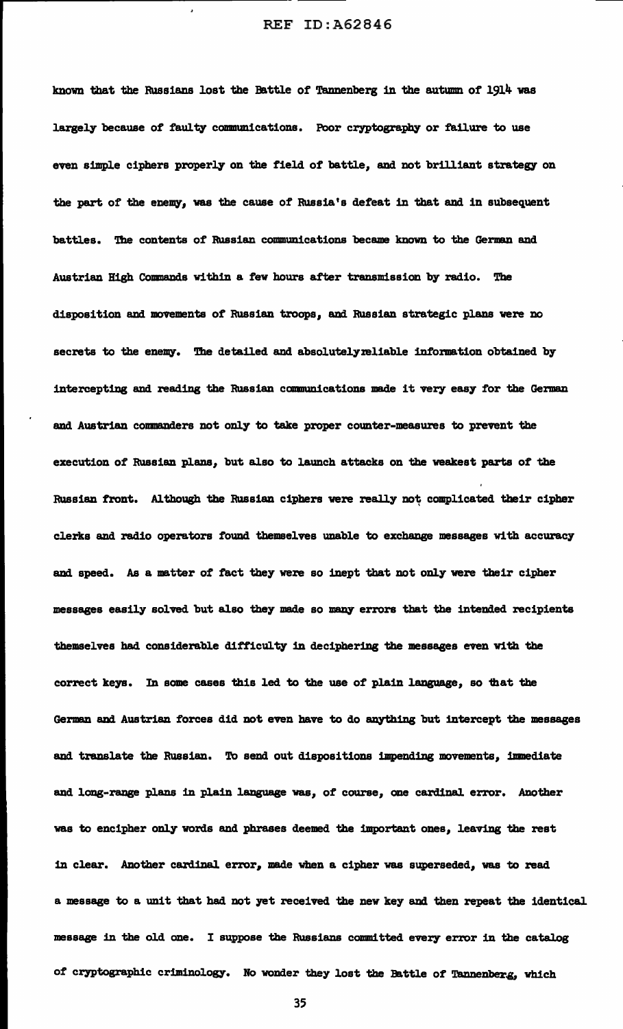known that the Russians lost the Battle of Tannenberg in the autumn of 1914 was largely because of faulty communications. Poor cryptography or failure to use even simple ciphers properly on the field of battle, and not brilliant strategy on the part of the enemy, was the cause of Russia's defeat in that and in subsequent battles. The contents of Russian communications became known to the German and Austrian High Commands within a few hours after transmission by radio. The disposition and movements of Russian troops, and Russian strategic plans were no secrets to the enemy. The detailed and absolutelyreliable information obtained by intercepting and reading the Russian communications made it very easy for the German and Austrian commanders not only to take proper counter-measures to prevent the execution of Russian plans, but also to launch attacks on the weakest parts of the Russian front. Although the Russian ciphers were really not complicated their cipher clerks and radio operators found themselves unable to exchange messages with accuracy and speed. As a matter of fact they were so inept that not only were their cipher messages easily solved but also they made so many errors that the intended recipients themselves had considerable difficulty in deciphering the messages even with the correct keys. In some cases this led to the use of plain language, so that the German and Austrian forces did not even have to do anything but intercept the messages and translate the Russian. To send out dispositions impending movements, immediate and long-range plans in plain language was, of course, one cardinal error. Another was to encipher only words and phrases deemed the important ones, leaving the rest in clear. Another cardinal error, made when a cipher was superseded, was to read a message to a unit that had not yet received the new key and then repeat the identical message in the old one. I suppose the Russians committed every error in the catalog of cryptographic criminology. No wonder they lost the Battle of Tannenberg, which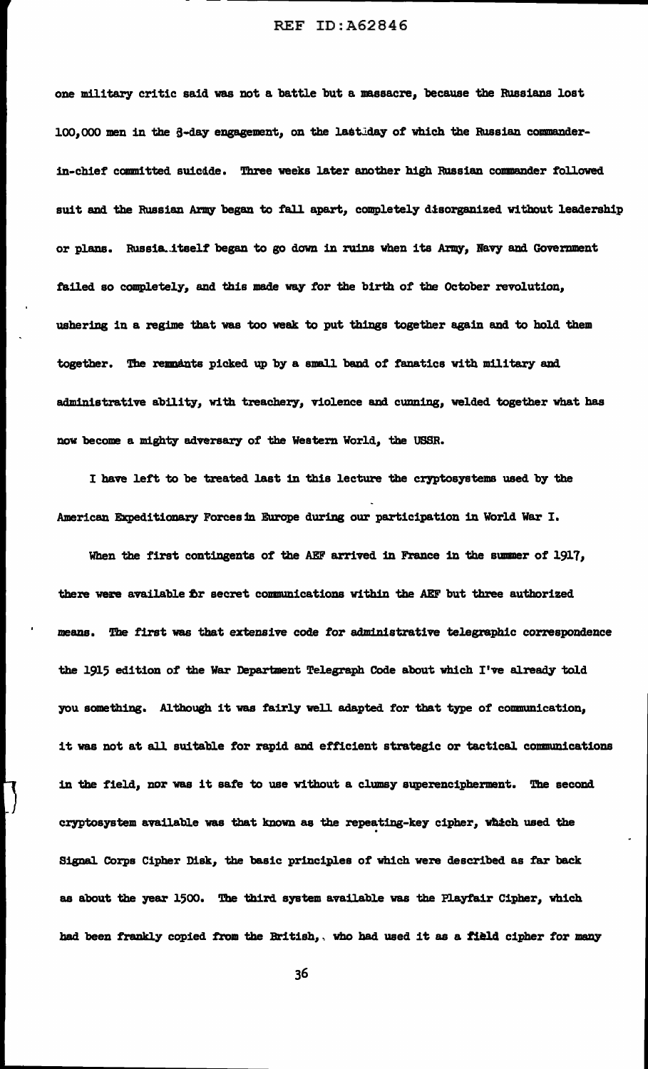one military critic said was not a battle but a massacre, because the Russians lost 100,000 men in the 8-day engagement, on the last day of which the Russian commander-in-chief committed suicide. Three weeks later another high Russian commander followed suit and the Russian Army began to fall apart, completely disorganized without leadership or plans. Russia itself began to go down in ruins when its Army, Navy and Government failed so completely, and this made way for the birth of the October revolution, ushering in a regime that was too weak to put things together again and to hold them together. The remnants picked up by a small band of fanatics with military and administrative ability, with treachery, violence and cunning, welded together what has now become a mighty adversary of the Western World, the USSR.

I have left to be treated last in this lecture the cryptosystems used by the American Expeditionary Forces in Europe during our participation in World War I.

When the first contingents of the AEF arrived in France in the summer of 1917, there were available for secret communications within the AEF but three authorized means. The first was that extensive code for administrative telegraphic correspondence the 1915 edition of the War Department Telegraph Code about which I've already told you something. Although it was fairly well adapted for that type of communication, it was not at all suitable for rapid and efficient strategic or tactical communications in the field, nor was it safe to use without a clumsy superencipherment. The second cryptosystem available was that known as the repeating-key cipher, which used the Signal Corps Cipher Disk, the basic principles of which were described as far back as about the year 1500. The third system available was the Playfair Cipher, which had been frankly copied from the British, who had used it as a field cipher for many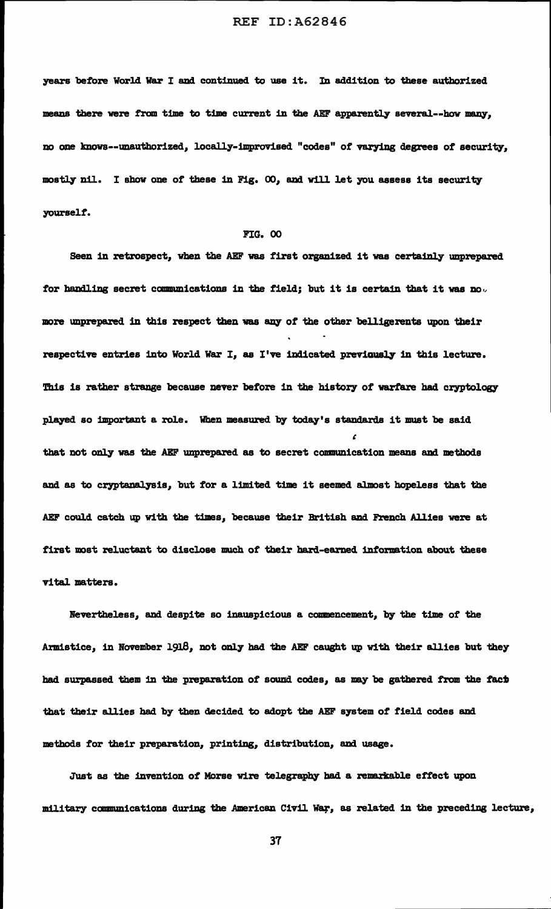years before World War I and continued to use it. In addition to these authorized means there were from time to time current in the AEF apparently several--how many, no one knows--unauthorized, locally-improvised "codes" of varying degrees of security, mostly nil. I show one of these in Fig. 00, and will let you assess its security yourself.

FIG. 00

Seen in retrospect, when the AEF was first organized it was certainly unprepared for handling secret communications in the field; but it is certain that it was no more unprepared in this respect than was any of the other belligerents upon their respective entries into World War I, as I've indicated previously in this lecture. This is rather strange because never before in the history of warfare had cryptology played so important a role. When measured by today's standards it must be said that not only was the AEF unprepared as to secret communication means and methods and as to cryptanalysis, but for a limited time it seemed almost hopeless that the AEF could catch up with the times, because their British and French Allies were at first most reluctant to disclose much of their hard-earned information about these vital matters.

Nevertheless, and despite so inauspicious a commencement, by the time of the Armistice, in November 1918, not only had the AEF caught up with their allies but they had surpassed them in the preparation of sound codes, as may be gathered from the fact that their allies had by then decided to adopt the AEF system of field codes and methods for their preparation, printing, distribution, and usage.

Just as the invention of Morse wire telegraphy had a remarkable effect upon military communications during the American Civil War, as related in the preceding lecture,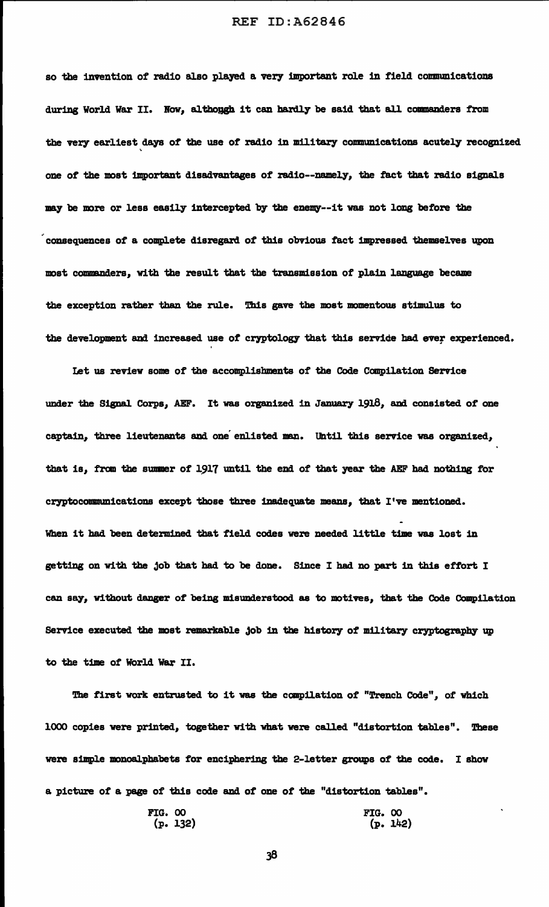so the invention of radio also played a very important role in field communications during World War II. Now, although it can hardly be said that all commanders from the very earliest days of the use of radio in military communications acutely recognized one of the most important disadvantages of radio--namely, the fact that radio signals may be more or less easily intercepted by the enemy--it was not long before the consequences of a complete disregard of this obvious fact impressed themselves upon most commanders, with the result that the transmission of plain language became the exception rather than the rule. This gave the most momentous stimulus to the development and increased use of cryptology that this service had ever experienced.

Let us review some of the accomplishments of the Code Compilation Service under the Signal Corps, AEF. It was organized in January 1918, and consisted of one captain, three lieutenants and one enlisted man. Until this service was organized, that is, from the summer of 1917 until the end of that year the AEF had nothing for cryptocommunications except those three inadequate means, that I've mentioned. When it had been determined that field codes were needed little time was lost in getting on with the job that had to be done. Since I had no part in this effort I can say, without danger of being misunderstood as to motives, that the Code Compilation Service executed the most remarkable job in the history of military cryptography up to the time of World War II.

The first work entrusted to it was the compilation of "Trench Code", of which 1000 copies were printed, together with what were called "distortion tables". These were simple monoalphabets for enciphering the 2-letter groups of the code. I show a picture of a page of this code and of one of the "distortion tables".

FIG. 00
(p. 132)

FIG. 00
(p. 142)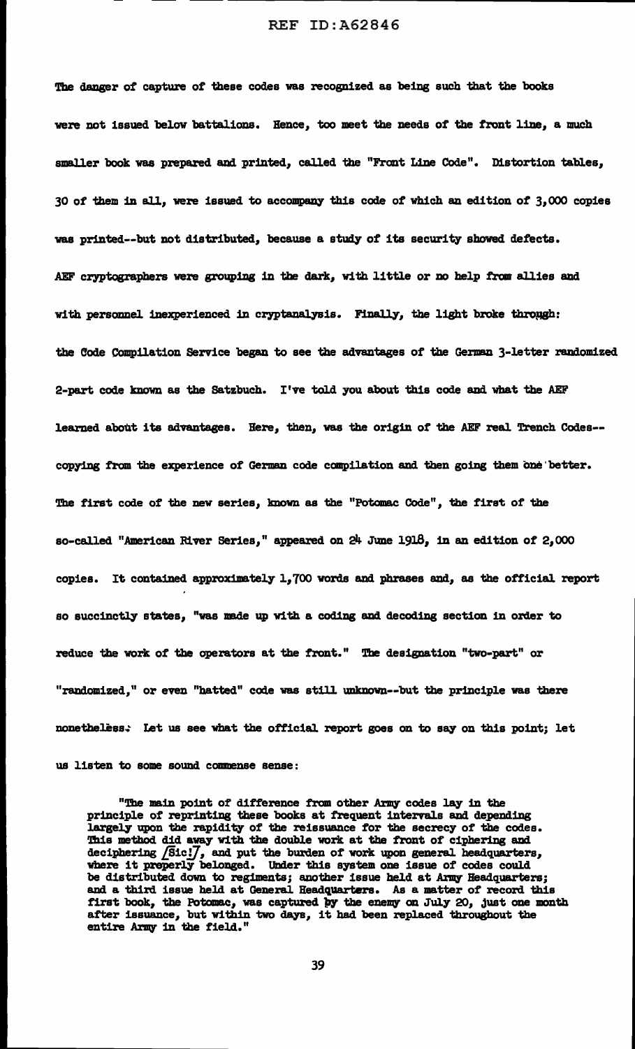The danger of capture of these codes was recognized as being such that the books were not issued below battalions. Hence, too meet the needs of the front line, a much smaller book was prepared and printed, called the "Front Line Code". Distortion tables, 30 of them in all, were issued to accompany this code of which an edition of 3,000 copies was printed--but not distributed, because a study of its security showed defects. AEF cryptographers were grouping in the dark, with little or no help from allies and with personnel inexperienced in cryptanalysis. Finally, the light broke through: the Code Compilation Service began to see the advantages of the German 3-letter randomized 2-part code known as the Satzbuch. I've told you about this code and what the AEF learned about its advantages. Here, then, was the origin of the AEF real Trench Codes--copying from the experience of German code compilation and then going them one better. The first code of the new series, known as the "Potomac Code", the first of the so-called "American River Series," appeared on 24 June 1918, in an edition of 2,000 copies. It contained approximately 1,700 words and phrases and, as the official report so succinctly states, "was made up with a coding and decoding section in order to reduce the work of the operators at the front." The designation "two-part" or "randomized," or even "hatted" code was still unknown--but the principle was there nonetheless. Let us see what the official report goes on to say on this point; let us listen to some sound commense sense:

> "The main point of difference from other Army codes lay in the principle of reprinting these books at frequent intervals and depending largely upon the rapidity of the reissuance for the secrecy of the codes. This method did away with the double work at the front of ciphering and deciphering /Sic!/, and put the burden of work upon general headquarters, where it properly belonged. Under this system one issue of codes could be distributed down to regiments; another issue held at Army Headquarters; and a third issue held at General Headquarters. As a matter of record this first book, the Potomac, was captured by the enemy on July 20, just one month after issuance, but within two days, it had been replaced throughout the entire Army in the field."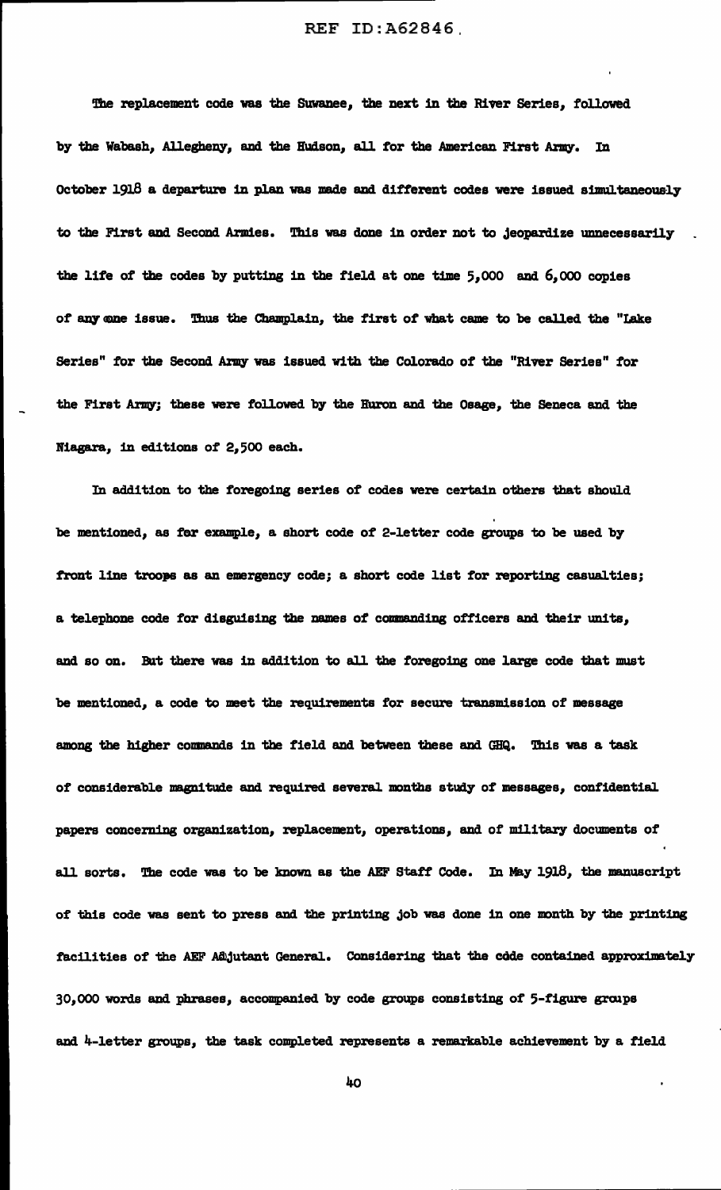The replacement code was the Suwanee, the next in the River Series, followed by the Wabash, Allegheny, and the Hudson, all for the American First Army. In October 1918 a departure in plan was made and different codes were issued simultaneously to the First and Second Armies. This was done in order not to jeopardize unnecessarily the life of the codes by putting in the field at one time 5,000 and 6,000 copies of any one issue. Thus the Champlain, the first of what came to be called the "Lake Series" for the Second Army was issued with the Colorado of the "River Series" for the First Army; these were followed by the Huron and the Osage, the Seneca and the Niagara, in editions of 2,500 each.

In addition to the foregoing series of codes were certain others that should be mentioned, as for example, a short code of 2-letter code groups to be used by front line troops as an emergency code; a short code list for reporting casualties; a telephone code for disguising the names of commanding officers and their units, and so on. But there was in addition to all the foregoing one large code that must be mentioned, a code to meet the requirements for secure transmission of message among the higher commands in the field and between these and GHQ. This was a task of considerable magnitude and required several months study of messages, confidential papers concerning organization, replacement, operations, and of military documents of all sorts. The code was to be known as the AEF Staff Code. In May 1918, the manuscript of this code was sent to press and the printing job was done in one month by the printing facilities of the AEF Adjutant General. Considering that the code contained approximately 30,000 words and phrases, accompanied by code groups consisting of 5-figure groups and 4-letter groups, the task completed represents a remarkable achievement by a field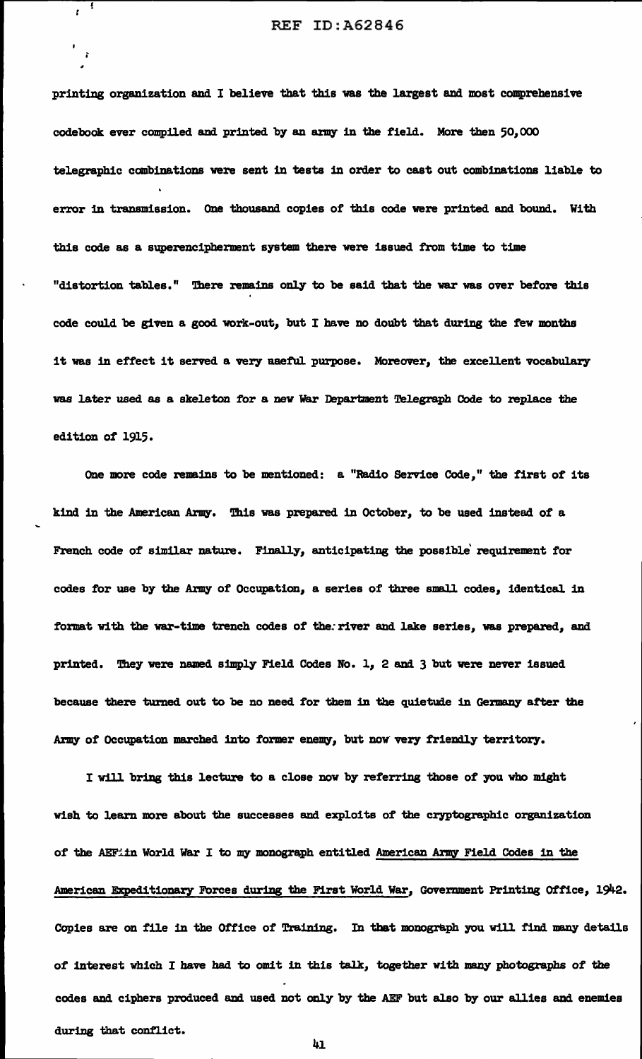printing organization and I believe that this was the largest and most comprehensive codebook ever compiled and printed by an army in the field. More then 50,000 telegraphic combinations were sent in tests in order to cast out combinations liable to error in transmission. One thousand copies of this code were printed and bound. With this code as a superencipherment system there were issued from time to time "distortion tables." There remains only to be said that the war was over before this code could be given a good work-out, but I have no doubt that during the few months it was in effect it served a very useful purpose. Moreover, the excellent vocabulary was later used as a skeleton for a new War Department Telegraph Code to replace the edition of 1915.

One more code remains to be mentioned: a "Radio Service Code," the first of its kind in the American Army. This was prepared in October, to be used instead of a French code of similar nature. Finally, anticipating the possible requirement for codes for use by the Army of Occupation, a series of three small codes, identical in format with the war-time trench codes of the river and lake series, was prepared, and printed. They were named simply Field Codes No. 1, 2 and 3 but were never issued because there turned out to be no need for them in the quietude in Germany after the Army of Occupation marched into former enemy, but now very friendly territory.

I will bring this lecture to a close now by referring those of you who might wish to learn more about the successes and exploits of the cryptographic organization of the AEF in World War I to my monograph entitled American Army Field Codes in the American Expeditionary Forces during the First World War, Government Printing Office, 1942. Copies are on file in the Office of Training. In that monograph you will find many details of interest which I have had to omit in this talk, together with many photographs of the codes and ciphers produced and used not only by the AEF but also by our allies and enemies during that conflict.